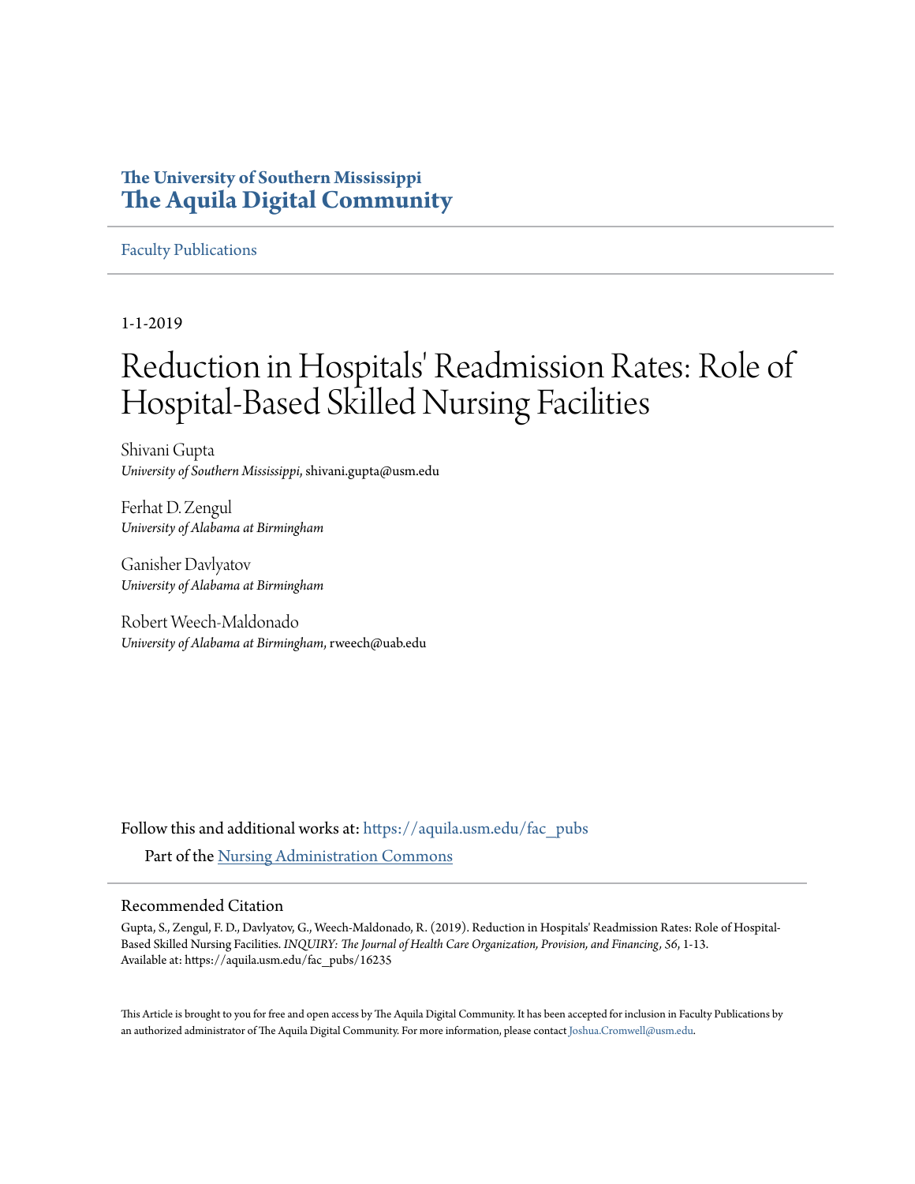The University of Southern Mississippi
# The Aquila Digital Community

Faculty Publications

1-1-2019

# Reduction in Hospitals' Readmission Rates: Role of Hospital-Based Skilled Nursing Facilities

Shivani Gupta
*University of Southern Mississippi*, shivani.gupta@usm.edu

Ferhat D. Zengul
*University of Alabama at Birmingham*

Ganisher Davlyatov
*University of Alabama at Birmingham*

Robert Weech-Maldonado
*University of Alabama at Birmingham*, rweech@uab.edu

Follow this and additional works at: https://aquila.usm.edu/fac_pubs

Part of the Nursing Administration Commons

## Recommended Citation

Gupta, S., Zengul, F. D., Davlyatov, G., Weech-Maldonado, R. (2019). Reduction in Hospitals' Readmission Rates: Role of Hospital-Based Skilled Nursing Facilities. *INQUIRY: The Journal of Health Care Organization, Provision, and Financing*, *56*, 1-13.
Available at: https://aquila.usm.edu/fac_pubs/16235

This Article is brought to you for free and open access by The Aquila Digital Community. It has been accepted for inclusion in Faculty Publications by an authorized administrator of The Aquila Digital Community. For more information, please contact Joshua.Cromwell@usm.edu.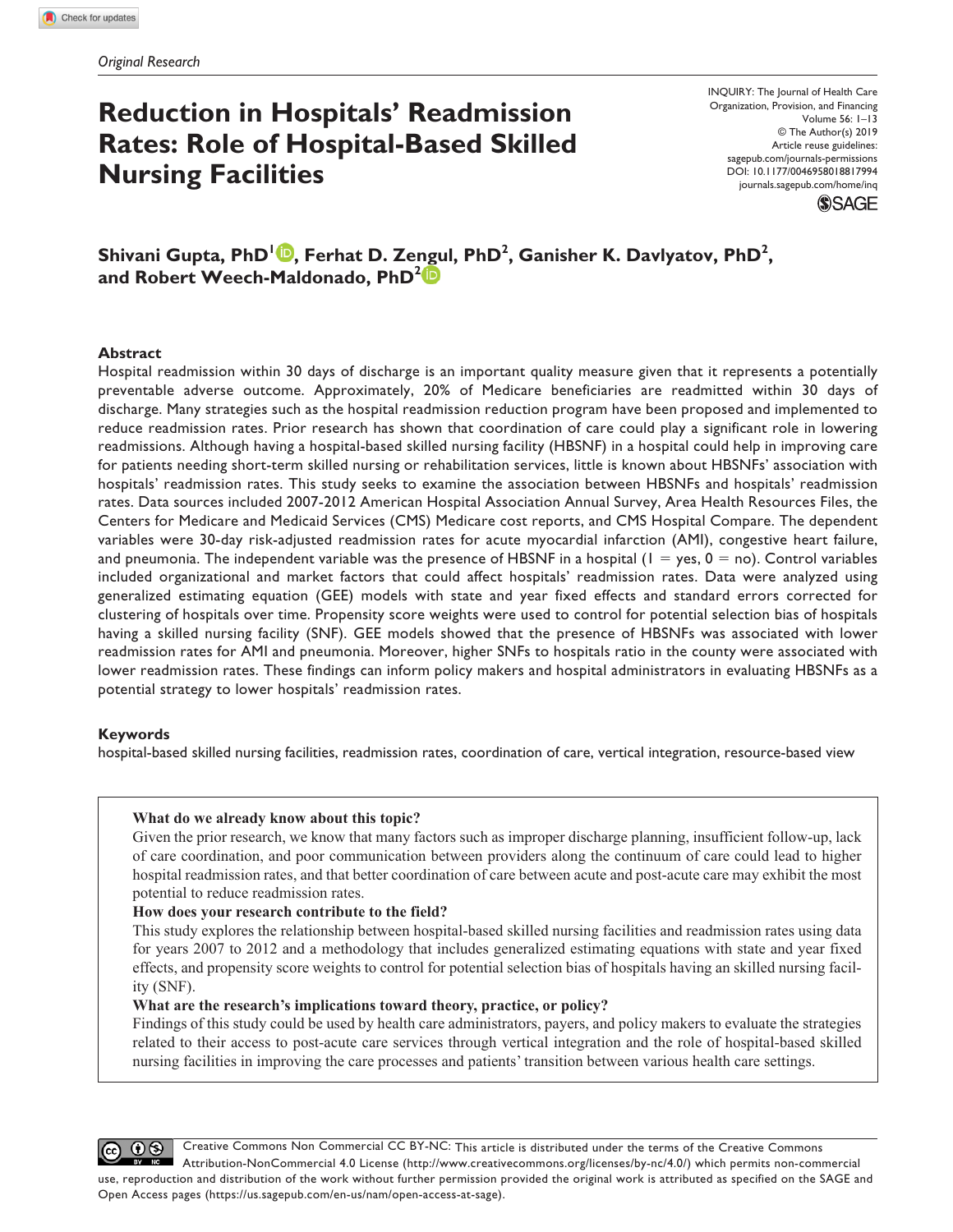*Original Research*

# Reduction in Hospitals' Readmission Rates: Role of Hospital-Based Skilled Nursing Facilities

INQUIRY: The Journal of Health Care Organization, Provision, and Financing
Volume 56: 1–13
© The Author(s) 2019
Article reuse guidelines: sagepub.com/journals-permissions
DOI: 10.1177/0046958018817994
journals.sagepub.com/home/inq

**Shivani Gupta, PhD[1], Ferhat D. Zengul, PhD[2], Ganisher K. Davlyatov, PhD[2], and Robert Weech-Maldonado, PhD[2]**

## Abstract

Hospital readmission within 30 days of discharge is an important quality measure given that it represents a potentially preventable adverse outcome. Approximately, 20% of Medicare beneficiaries are readmitted within 30 days of discharge. Many strategies such as the hospital readmission reduction program have been proposed and implemented to reduce readmission rates. Prior research has shown that coordination of care could play a significant role in lowering readmissions. Although having a hospital-based skilled nursing facility (HBSNF) in a hospital could help in improving care for patients needing short-term skilled nursing or rehabilitation services, little is known about HBSNFs' association with hospitals' readmission rates. This study seeks to examine the association between HBSNFs and hospitals' readmission rates. Data sources included 2007-2012 American Hospital Association Annual Survey, Area Health Resources Files, the Centers for Medicare and Medicaid Services (CMS) Medicare cost reports, and CMS Hospital Compare. The dependent variables were 30-day risk-adjusted readmission rates for acute myocardial infarction (AMI), congestive heart failure, and pneumonia. The independent variable was the presence of HBSNF in a hospital (1 = yes, 0 = no). Control variables included organizational and market factors that could affect hospitals' readmission rates. Data were analyzed using generalized estimating equation (GEE) models with state and year fixed effects and standard errors corrected for clustering of hospitals over time. Propensity score weights were used to control for potential selection bias of hospitals having a skilled nursing facility (SNF). GEE models showed that the presence of HBSNFs was associated with lower readmission rates for AMI and pneumonia. Moreover, higher SNFs to hospitals ratio in the county were associated with lower readmission rates. These findings can inform policy makers and hospital administrators in evaluating HBSNFs as a potential strategy to lower hospitals' readmission rates.

## Keywords

hospital-based skilled nursing facilities, readmission rates, coordination of care, vertical integration, resource-based view

**What do we already know about this topic?**
Given the prior research, we know that many factors such as improper discharge planning, insufficient follow-up, lack of care coordination, and poor communication between providers along the continuum of care could lead to higher hospital readmission rates, and that better coordination of care between acute and post-acute care may exhibit the most potential to reduce readmission rates.

**How does your research contribute to the field?**
This study explores the relationship between hospital-based skilled nursing facilities and readmission rates using data for years 2007 to 2012 and a methodology that includes generalized estimating equations with state and year fixed effects, and propensity score weights to control for potential selection bias of hospitals having an skilled nursing facility (SNF).

**What are the research's implications toward theory, practice, or policy?**
Findings of this study could be used by health care administrators, payers, and policy makers to evaluate the strategies related to their access to post-acute care services through vertical integration and the role of hospital-based skilled nursing facilities in improving the care processes and patients' transition between various health care settings.

Creative Commons Non Commercial CC BY-NC: This article is distributed under the terms of the Creative Commons Attribution-NonCommercial 4.0 License (http://www.creativecommons.org/licenses/by-nc/4.0/) which permits non-commercial use, reproduction and distribution of the work without further permission provided the original work is attributed as specified on the SAGE and Open Access pages (https://us.sagepub.com/en-us/nam/open-access-at-sage).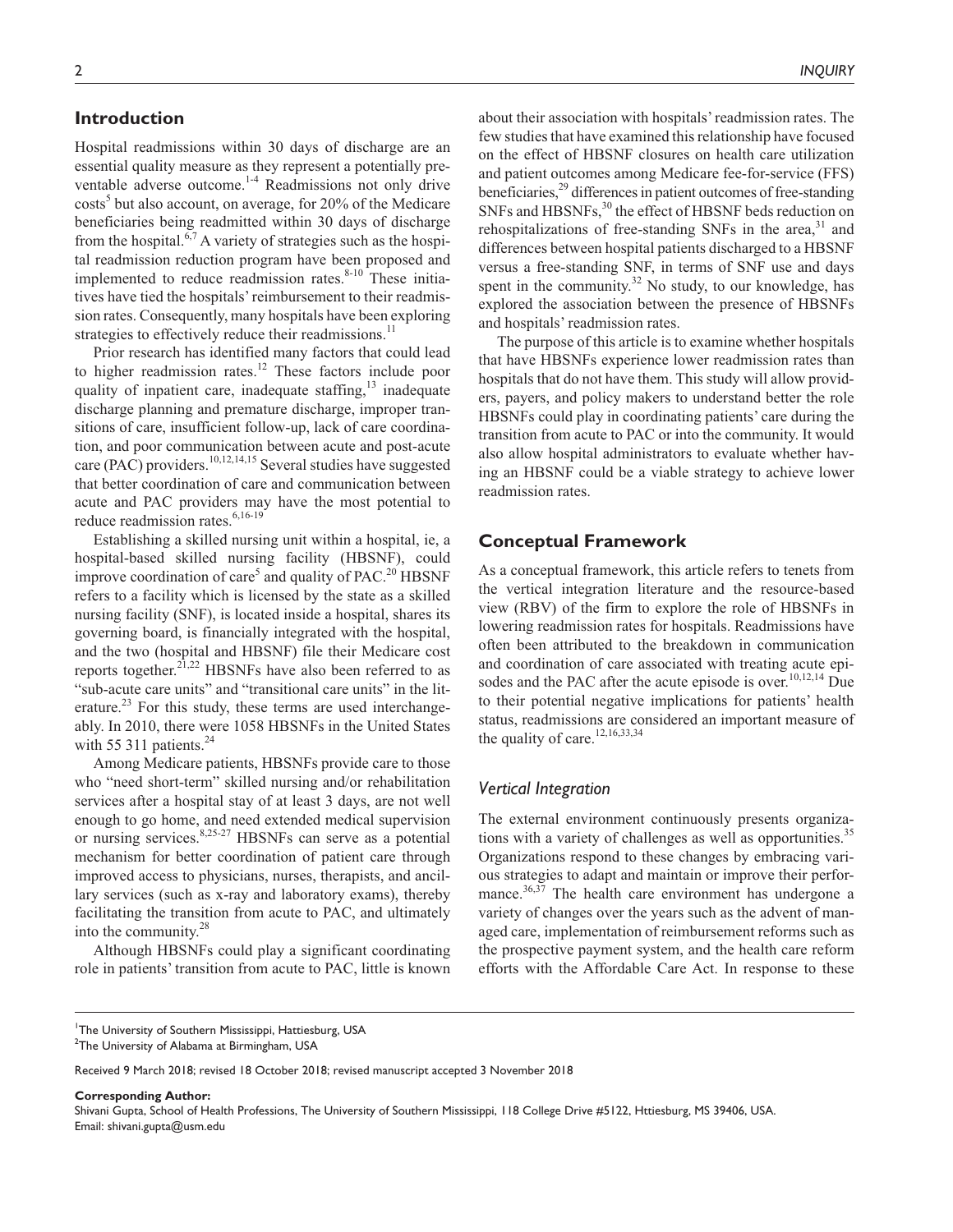## Introduction

Hospital readmissions within 30 days of discharge are an essential quality measure as they represent a potentially preventable adverse outcome.[1-4] Readmissions not only drive costs[5] but also account, on average, for 20% of the Medicare beneficiaries being readmitted within 30 days of discharge from the hospital.[6,7] A variety of strategies such as the hospital readmission reduction program have been proposed and implemented to reduce readmission rates.[8-10] These initiatives have tied the hospitals' reimbursement to their readmission rates. Consequently, many hospitals have been exploring strategies to effectively reduce their readmissions.[11]

Prior research has identified many factors that could lead to higher readmission rates.[12] These factors include poor quality of inpatient care, inadequate staffing,[13] inadequate discharge planning and premature discharge, improper transitions of care, insufficient follow-up, lack of care coordination, and poor communication between acute and post-acute care (PAC) providers.[10,12,14,15] Several studies have suggested that better coordination of care and communication between acute and PAC providers may have the most potential to reduce readmission rates.[6,16-19]

Establishing a skilled nursing unit within a hospital, ie, a hospital-based skilled nursing facility (HBSNF), could improve coordination of care[5] and quality of PAC.[20] HBSNF refers to a facility which is licensed by the state as a skilled nursing facility (SNF), is located inside a hospital, shares its governing board, is financially integrated with the hospital, and the two (hospital and HBSNF) file their Medicare cost reports together.[21,22] HBSNFs have also been referred to as "sub-acute care units" and "transitional care units" in the literature.[23] For this study, these terms are used interchangeably. In 2010, there were 1058 HBSNFs in the United States with 55 311 patients.[24]

Among Medicare patients, HBSNFs provide care to those who "need short-term" skilled nursing and/or rehabilitation services after a hospital stay of at least 3 days, are not well enough to go home, and need extended medical supervision or nursing services.[8,25-27] HBSNFs can serve as a potential mechanism for better coordination of patient care through improved access to physicians, nurses, therapists, and ancillary services (such as x-ray and laboratory exams), thereby facilitating the transition from acute to PAC, and ultimately into the community.[28]

Although HBSNFs could play a significant coordinating role in patients' transition from acute to PAC, little is known about their association with hospitals' readmission rates. The few studies that have examined this relationship have focused on the effect of HBSNF closures on health care utilization and patient outcomes among Medicare fee-for-service (FFS) beneficiaries,[29] differences in patient outcomes of free-standing SNFs and HBSNFs,[30] the effect of HBSNF beds reduction on rehospitalizations of free-standing SNFs in the area,[31] and differences between hospital patients discharged to a HBSNF versus a free-standing SNF, in terms of SNF use and days spent in the community.[32] No study, to our knowledge, has explored the association between the presence of HBSNFs and hospitals' readmission rates.

The purpose of this article is to examine whether hospitals that have HBSNFs experience lower readmission rates than hospitals that do not have them. This study will allow providers, payers, and policy makers to understand better the role HBSNFs could play in coordinating patients' care during the transition from acute to PAC or into the community. It would also allow hospital administrators to evaluate whether having an HBSNF could be a viable strategy to achieve lower readmission rates.

## Conceptual Framework

As a conceptual framework, this article refers to tenets from the vertical integration literature and the resource-based view (RBV) of the firm to explore the role of HBSNFs in lowering readmission rates for hospitals. Readmissions have often been attributed to the breakdown in communication and coordination of care associated with treating acute episodes and the PAC after the acute episode is over.[10,12,14] Due to their potential negative implications for patients' health status, readmissions are considered an important measure of the quality of care.[12,16,33,34]

### *Vertical Integration*

The external environment continuously presents organizations with a variety of challenges as well as opportunities.[35] Organizations respond to these changes by embracing various strategies to adapt and maintain or improve their performance.[36,37] The health care environment has undergone a variety of changes over the years such as the advent of managed care, implementation of reimbursement reforms such as the prospective payment system, and the health care reform efforts with the Affordable Care Act. In response to these

[1]The University of Southern Mississippi, Hattiesburg, USA
[2]The University of Alabama at Birmingham, USA

Received 9 March 2018; revised 18 October 2018; revised manuscript accepted 3 November 2018

**Corresponding Author:**
Shivani Gupta, School of Health Professions, The University of Southern Mississippi, 118 College Drive #5122, Httiesburg, MS 39406, USA.
Email: shivani.gupta@usm.edu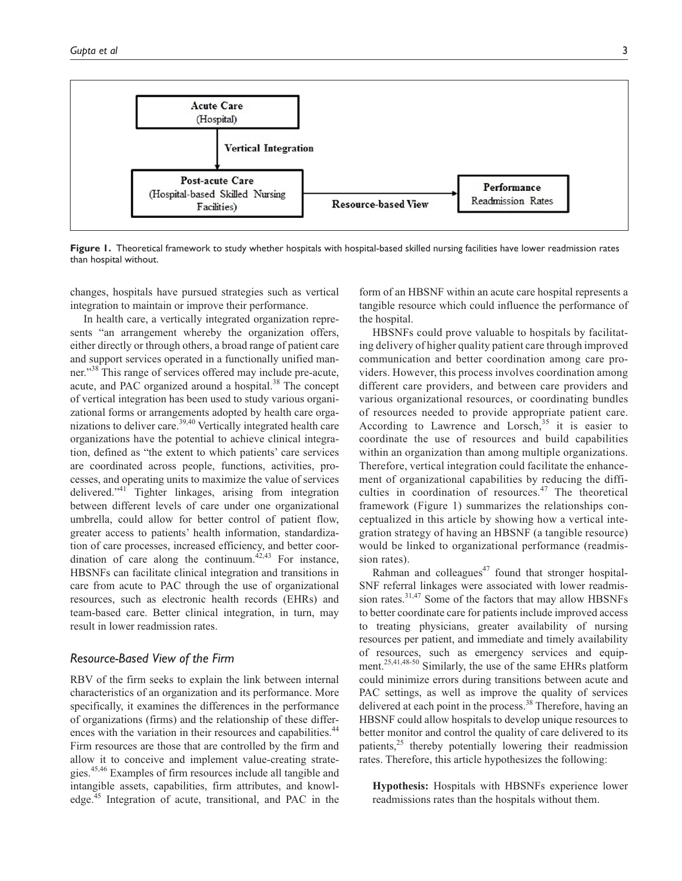Acute Care (Hospital)

Vertical Integration

Post-acute Care (Hospital-based Skilled Nursing Facilities)

Resource-based View

Performance Readmission Rates

**Figure 1.** Theoretical framework to study whether hospitals with hospital-based skilled nursing facilities have lower readmission rates than hospital without.

changes, hospitals have pursued strategies such as vertical integration to maintain or improve their performance.

In health care, a vertically integrated organization represents "an arrangement whereby the organization offers, either directly or through others, a broad range of patient care and support services operated in a functionally unified manner."[38] This range of services offered may include pre-acute, acute, and PAC organized around a hospital.[38] The concept of vertical integration has been used to study various organizational forms or arrangements adopted by health care organizations to deliver care.[39,40] Vertically integrated health care organizations have the potential to achieve clinical integration, defined as "the extent to which patients' care services are coordinated across people, functions, activities, processes, and operating units to maximize the value of services delivered."[41] Tighter linkages, arising from integration between different levels of care under one organizational umbrella, could allow for better control of patient flow, greater access to patients' health information, standardization of care processes, increased efficiency, and better coordination of care along the continuum.[42,43] For instance, HBSNFs can facilitate clinical integration and transitions in care from acute to PAC through the use of organizational resources, such as electronic health records (EHRs) and team-based care. Better clinical integration, in turn, may result in lower readmission rates.

### *Resource-Based View of the Firm*

RBV of the firm seeks to explain the link between internal characteristics of an organization and its performance. More specifically, it examines the differences in the performance of organizations (firms) and the relationship of these differences with the variation in their resources and capabilities.[44] Firm resources are those that are controlled by the firm and allow it to conceive and implement value-creating strategies.[45,46] Examples of firm resources include all tangible and intangible assets, capabilities, firm attributes, and knowledge.[45] Integration of acute, transitional, and PAC in the form of an HBSNF within an acute care hospital represents a tangible resource which could influence the performance of the hospital.

HBSNFs could prove valuable to hospitals by facilitating delivery of higher quality patient care through improved communication and better coordination among care providers. However, this process involves coordination among different care providers, and between care providers and various organizational resources, or coordinating bundles of resources needed to provide appropriate patient care. According to Lawrence and Lorsch,[35] it is easier to coordinate the use of resources and build capabilities within an organization than among multiple organizations. Therefore, vertical integration could facilitate the enhancement of organizational capabilities by reducing the difficulties in coordination of resources.[47] The theoretical framework (Figure 1) summarizes the relationships conceptualized in this article by showing how a vertical integration strategy of having an HBSNF (a tangible resource) would be linked to organizational performance (readmission rates).

Rahman and colleagues[47] found that stronger hospital-SNF referral linkages were associated with lower readmission rates.[31,47] Some of the factors that may allow HBSNFs to better coordinate care for patients include improved access to treating physicians, greater availability of nursing resources per patient, and immediate and timely availability of resources, such as emergency services and equipment.[25,41,48-50] Similarly, the use of the same EHRs platform could minimize errors during transitions between acute and PAC settings, as well as improve the quality of services delivered at each point in the process.[38] Therefore, having an HBSNF could allow hospitals to develop unique resources to better monitor and control the quality of care delivered to its patients,[25] thereby potentially lowering their readmission rates. Therefore, this article hypothesizes the following:

**Hypothesis:** Hospitals with HBSNFs experience lower readmissions rates than the hospitals without them.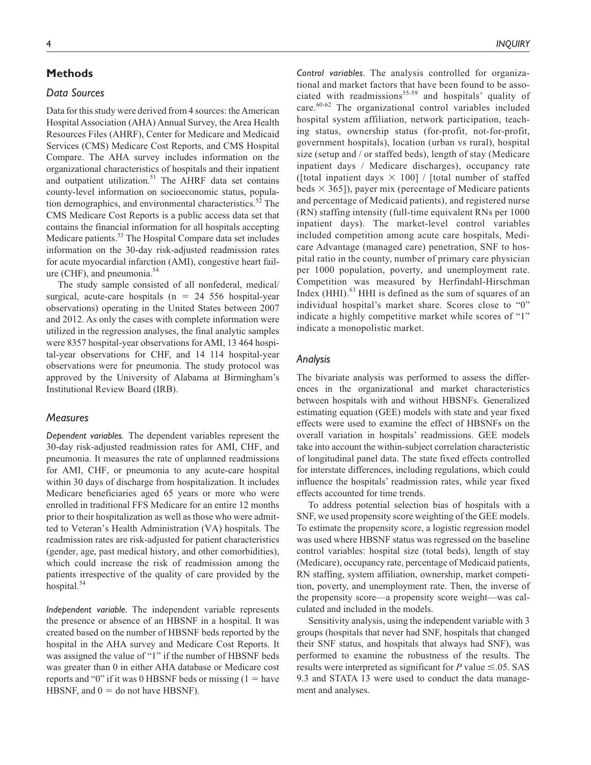## Methods

### Data Sources

Data for this study were derived from 4 sources: the American Hospital Association (AHA) Annual Survey, the Area Health Resources Files (AHRF), Center for Medicare and Medicaid Services (CMS) Medicare Cost Reports, and CMS Hospital Compare. The AHA survey includes information on the organizational characteristics of hospitals and their inpatient and outpatient utilization.[51] The AHRF data set contains county-level information on socioeconomic status, population demographics, and environmental characteristics.[52] The CMS Medicare Cost Reports is a public access data set that contains the financial information for all hospitals accepting Medicare patients.[53] The Hospital Compare data set includes information on the 30-day risk-adjusted readmission rates for acute myocardial infarction (AMI), congestive heart failure (CHF), and pneumonia.[54]

The study sample consisted of all nonfederal, medical/surgical, acute-care hospitals (n = 24 556 hospital-year observations) operating in the United States between 2007 and 2012. As only the cases with complete information were utilized in the regression analyses, the final analytic samples were 8357 hospital-year observations for AMI, 13 464 hospital-year observations for CHF, and 14 114 hospital-year observations were for pneumonia. The study protocol was approved by the University of Alabama at Birmingham's Institutional Review Board (IRB).

### Measures

*Dependent variables.* The dependent variables represent the 30-day risk-adjusted readmission rates for AMI, CHF, and pneumonia. It measures the rate of unplanned readmissions for AMI, CHF, or pneumonia to any acute-care hospital within 30 days of discharge from hospitalization. It includes Medicare beneficiaries aged 65 years or more who were enrolled in traditional FFS Medicare for an entire 12 months prior to their hospitalization as well as those who were admitted to Veteran's Health Administration (VA) hospitals. The readmission rates are risk-adjusted for patient characteristics (gender, age, past medical history, and other comorbidities), which could increase the risk of readmission among the patients irrespective of the quality of care provided by the hospital.[54]

*Independent variable.* The independent variable represents the presence or absence of an HBSNF in a hospital. It was created based on the number of HBSNF beds reported by the hospital in the AHA survey and Medicare Cost Reports. It was assigned the value of "1" if the number of HBSNF beds was greater than 0 in either AHA database or Medicare cost reports and "0" if it was 0 HBSNF beds or missing (1 = have HBSNF, and 0 = do not have HBSNF).

*Control variables*. The analysis controlled for organizational and market factors that have been found to be associated with readmissions[55-59] and hospitals' quality of care.[60-62] The organizational control variables included hospital system affiliation, network participation, teaching status, ownership status (for-profit, not-for-profit, government hospitals), location (urban vs rural), hospital size (setup and / or staffed beds), length of stay (Medicare inpatient days / Medicare discharges), occupancy rate ([total inpatient days $\times$ 100] / [total number of staffed beds $\times$ 365]), payer mix (percentage of Medicare patients and percentage of Medicaid patients), and registered nurse (RN) staffing intensity (full-time equivalent RNs per 1000 inpatient days). The market-level control variables included competition among acute care hospitals, Medicare Advantage (managed care) penetration, SNF to hospital ratio in the county, number of primary care physician per 1000 population, poverty, and unemployment rate. Competition was measured by Herfindahl-Hirschman Index (HHI).[63] HHI is defined as the sum of squares of an individual hospital's market share. Scores close to "0" indicate a highly competitive market while scores of "1" indicate a monopolistic market.

### Analysis

The bivariate analysis was performed to assess the differences in the organizational and market characteristics between hospitals with and without HBSNFs. Generalized estimating equation (GEE) models with state and year fixed effects were used to examine the effect of HBSNFs on the overall variation in hospitals' readmissions. GEE models take into account the within-subject correlation characteristic of longitudinal panel data. The state fixed effects controlled for interstate differences, including regulations, which could influence the hospitals' readmission rates, while year fixed effects accounted for time trends.

To address potential selection bias of hospitals with a SNF, we used propensity score weighting of the GEE models. To estimate the propensity score, a logistic regression model was used where HBSNF status was regressed on the baseline control variables: hospital size (total beds), length of stay (Medicare), occupancy rate, percentage of Medicaid patients, RN staffing, system affiliation, ownership, market competition, poverty, and unemployment rate. Then, the inverse of the propensity score—a propensity score weight—was calculated and included in the models.

Sensitivity analysis, using the independent variable with 3 groups (hospitals that never had SNF, hospitals that changed their SNF status, and hospitals that always had SNF), was performed to examine the robustness of the results. The results were interpreted as significant for $P$ value $\leq .05$. SAS 9.3 and STATA 13 were used to conduct the data management and analyses.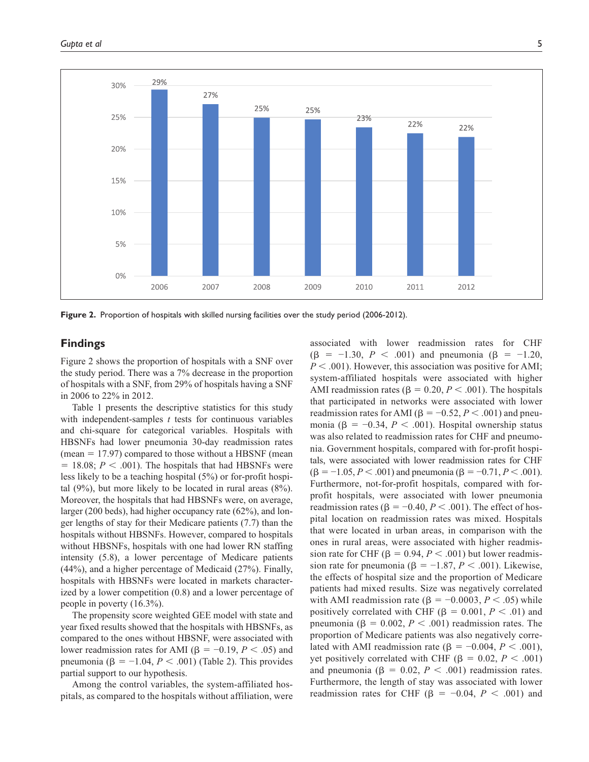Figure 2. Proportion of hospitals with skilled nursing facilities over the study period (2006-2012).

## Findings

Figure 2 shows the proportion of hospitals with a SNF over the study period. There was a 7% decrease in the proportion of hospitals with a SNF, from 29% of hospitals having a SNF in 2006 to 22% in 2012.

Table 1 presents the descriptive statistics for this study with independent-samples *t* tests for continuous variables and chi-square for categorical variables. Hospitals with HBSNFs had lower pneumonia 30-day readmission rates (mean = 17.97) compared to those without a HBSNF (mean = 18.08; $P < .001$). The hospitals that had HBSNFs were less likely to be a teaching hospital (5%) or for-profit hospital (9%), but more likely to be located in rural areas (8%). Moreover, the hospitals that had HBSNFs were, on average, larger (200 beds), had higher occupancy rate (62%), and longer lengths of stay for their Medicare patients (7.7) than the hospitals without HBSNFs. However, compared to hospitals without HBSNFs, hospitals with one had lower RN staffing intensity (5.8), a lower percentage of Medicare patients (44%), and a higher percentage of Medicaid (27%). Finally, hospitals with HBSNFs were located in markets characterized by a lower competition (0.8) and a lower percentage of people in poverty (16.3%).

The propensity score weighted GEE model with state and year fixed results showed that the hospitals with HBSNFs, as compared to the ones without HBSNF, were associated with lower readmission rates for AMI ($\beta = -0.19$, $P < .05$) and pneumonia ($\beta = -1.04$, $P < .001$) (Table 2). This provides partial support to our hypothesis.

Among the control variables, the system-affiliated hospitals, as compared to the hospitals without affiliation, were associated with lower readmission rates for CHF ($\beta = -1.30$, $P < .001$) and pneumonia ($\beta = -1.20$, $P < .001$). However, this association was positive for AMI; system-affiliated hospitals were associated with higher AMI readmission rates ($\beta = 0.20$, $P < .001$). The hospitals that participated in networks were associated with lower readmission rates for AMI ($\beta = -0.52$, $P < .001$) and pneumonia ($\beta = -0.34$, $P < .001$). Hospital ownership status was also related to readmission rates for CHF and pneumonia. Government hospitals, compared with for-profit hospitals, were associated with lower readmission rates for CHF ($\beta = -1.05$, $P < .001$) and pneumonia ($\beta = -0.71$, $P < .001$). Furthermore, not-for-profit hospitals, compared with for-profit hospitals, were associated with lower pneumonia readmission rates ($\beta = -0.40$, $P < .001$). The effect of hospital location on readmission rates was mixed. Hospitals that were located in urban areas, in comparison with the ones in rural areas, were associated with higher readmission rate for CHF ($\beta = 0.94$, $P < .001$) but lower readmission rate for pneumonia ($\beta = -1.87$, $P < .001$). Likewise, the effects of hospital size and the proportion of Medicare patients had mixed results. Size was negatively correlated with AMI readmission rate ($\beta = -0.0003$, $P < .05$) while positively correlated with CHF ($\beta = 0.001$, $P < .01$) and pneumonia ($\beta = 0.002$, $P < .001$) readmission rates. The proportion of Medicare patients was also negatively correlated with AMI readmission rate ($\beta = -0.004$, $P < .001$), yet positively correlated with CHF ($\beta = 0.02$, $P < .001$) and pneumonia ($\beta = 0.02$, $P < .001$) readmission rates. Furthermore, the length of stay was associated with lower readmission rates for CHF ($\beta = -0.04$, $P < .001$) and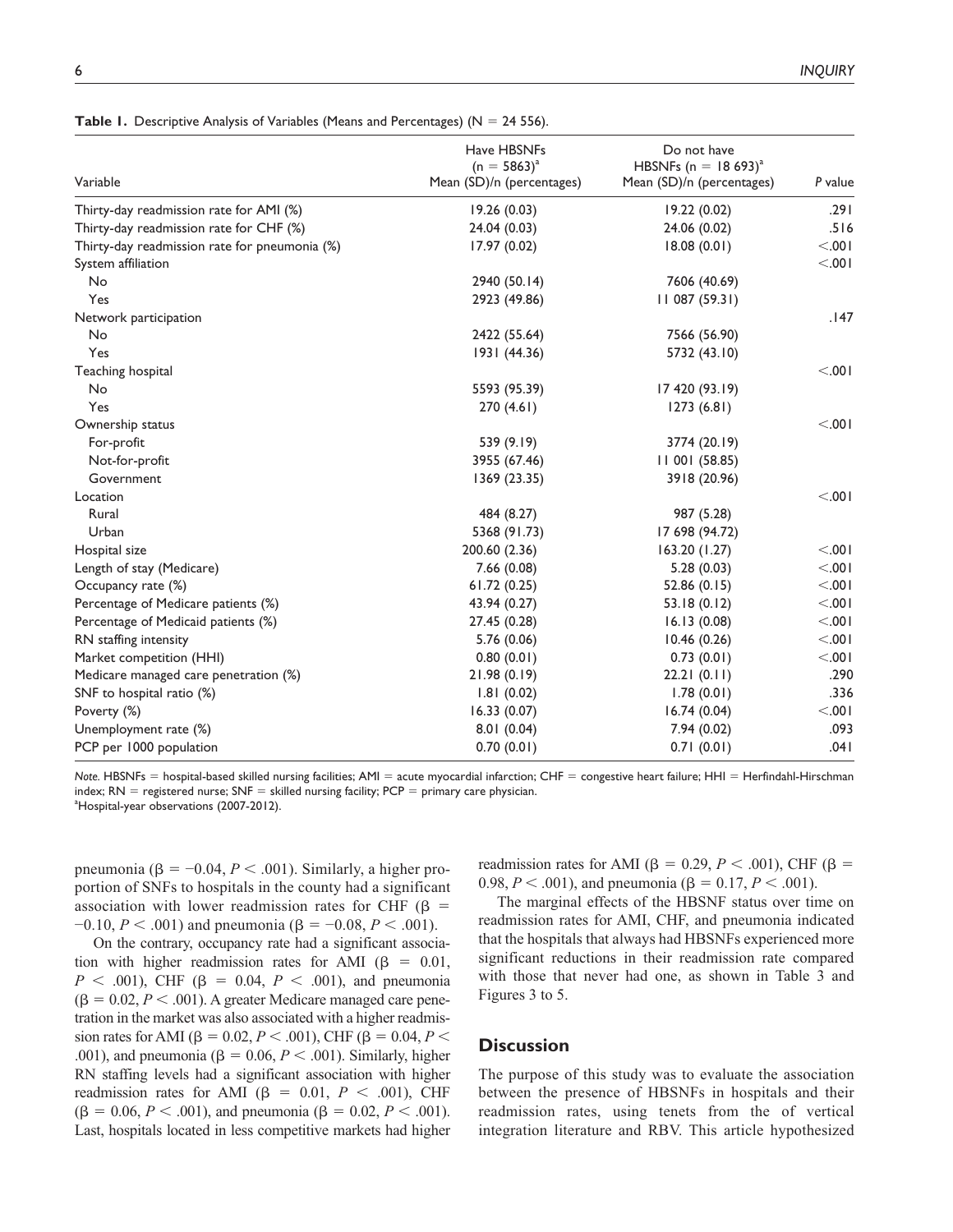**Table 1.** Descriptive Analysis of Variables (Means and Percentages) (N = 24 556).

| Variable | Have HBSNFs (n = 5863)[a] Mean (SD)/n (percentages) | Do not have HBSNFs (n = 18 693)[a] Mean (SD)/n (percentages) | P value |
|---|---|---|---|
| Thirty-day readmission rate for AMI (%) | 19.26 (0.03) | 19.22 (0.02) | .291 |
| Thirty-day readmission rate for CHF (%) | 24.04 (0.03) | 24.06 (0.02) | .516 |
| Thirty-day readmission rate for pneumonia (%) | 17.97 (0.02) | 18.08 (0.01) | <.001 |
| System affiliation | | | <.001 |
| No | 2940 (50.14) | 7606 (40.69) | |
| Yes | 2923 (49.86) | 11 087 (59.31) | |
| Network participation | | | .147 |
| No | 2422 (55.64) | 7566 (56.90) | |
| Yes | 1931 (44.36) | 5732 (43.10) | |
| Teaching hospital | | | <.001 |
| No | 5593 (95.39) | 17 420 (93.19) | |
| Yes | 270 (4.61) | 1273 (6.81) | |
| Ownership status | | | <.001 |
| For-profit | 539 (9.19) | 3774 (20.19) | |
| Not-for-profit | 3955 (67.46) | 11 001 (58.85) | |
| Government | 1369 (23.35) | 3918 (20.96) | |
| Location | | | <.001 |
| Rural | 484 (8.27) | 987 (5.28) | |
| Urban | 5368 (91.73) | 17 698 (94.72) | |
| Hospital size | 200.60 (2.36) | 163.20 (1.27) | <.001 |
| Length of stay (Medicare) | 7.66 (0.08) | 5.28 (0.03) | <.001 |
| Occupancy rate (%) | 61.72 (0.25) | 52.86 (0.15) | <.001 |
| Percentage of Medicare patients (%) | 43.94 (0.27) | 53.18 (0.12) | <.001 |
| Percentage of Medicaid patients (%) | 27.45 (0.28) | 16.13 (0.08) | <.001 |
| RN staffing intensity | 5.76 (0.06) | 10.46 (0.26) | <.001 |
| Market competition (HHI) | 0.80 (0.01) | 0.73 (0.01) | <.001 |
| Medicare managed care penetration (%) | 21.98 (0.19) | 22.21 (0.11) | .290 |
| SNF to hospital ratio (%) | 1.81 (0.02) | 1.78 (0.01) | .336 |
| Poverty (%) | 16.33 (0.07) | 16.74 (0.04) | <.001 |
| Unemployment rate (%) | 8.01 (0.04) | 7.94 (0.02) | .093 |
| PCP per 1000 population | 0.70 (0.01) | 0.71 (0.01) | .041 |

*Note.* HBSNFs = hospital-based skilled nursing facilities; AMI = acute myocardial infarction; CHF = congestive heart failure; HHI = Herfindahl-Hirschman index; RN = registered nurse; SNF = skilled nursing facility; PCP = primary care physician.
[a]Hospital-year observations (2007-2012).

pneumonia ($\beta = -0.04$, $P < .001$). Similarly, a higher proportion of SNFs to hospitals in the county had a significant association with lower readmission rates for CHF ($\beta = -0.10$, $P < .001$) and pneumonia ($\beta = -0.08$, $P < .001$).

On the contrary, occupancy rate had a significant association with higher readmission rates for AMI ($\beta = 0.01$, $P < .001$), CHF ($\beta = 0.04$, $P < .001$), and pneumonia ($\beta = 0.02$, $P < .001$). A greater Medicare managed care penetration in the market was also associated with a higher readmission rates for AMI ($\beta = 0.02$, $P < .001$), CHF ($\beta = 0.04$, $P < .001$), and pneumonia ($\beta = 0.06$, $P < .001$). Similarly, higher RN staffing levels had a significant association with higher readmission rates for AMI ($\beta = 0.01$, $P < .001$), CHF ($\beta = 0.06$, $P < .001$), and pneumonia ($\beta = 0.02$, $P < .001$). Last, hospitals located in less competitive markets had higher readmission rates for AMI ($\beta = 0.29$, $P < .001$), CHF ($\beta = 0.98$, $P < .001$), and pneumonia ($\beta = 0.17$, $P < .001$).

The marginal effects of the HBSNF status over time on readmission rates for AMI, CHF, and pneumonia indicated that the hospitals that always had HBSNFs experienced more significant reductions in their readmission rate compared with those that never had one, as shown in Table 3 and Figures 3 to 5.

## Discussion

The purpose of this study was to evaluate the association between the presence of HBSNFs in hospitals and their readmission rates, using tenets from the of vertical integration literature and RBV. This article hypothesized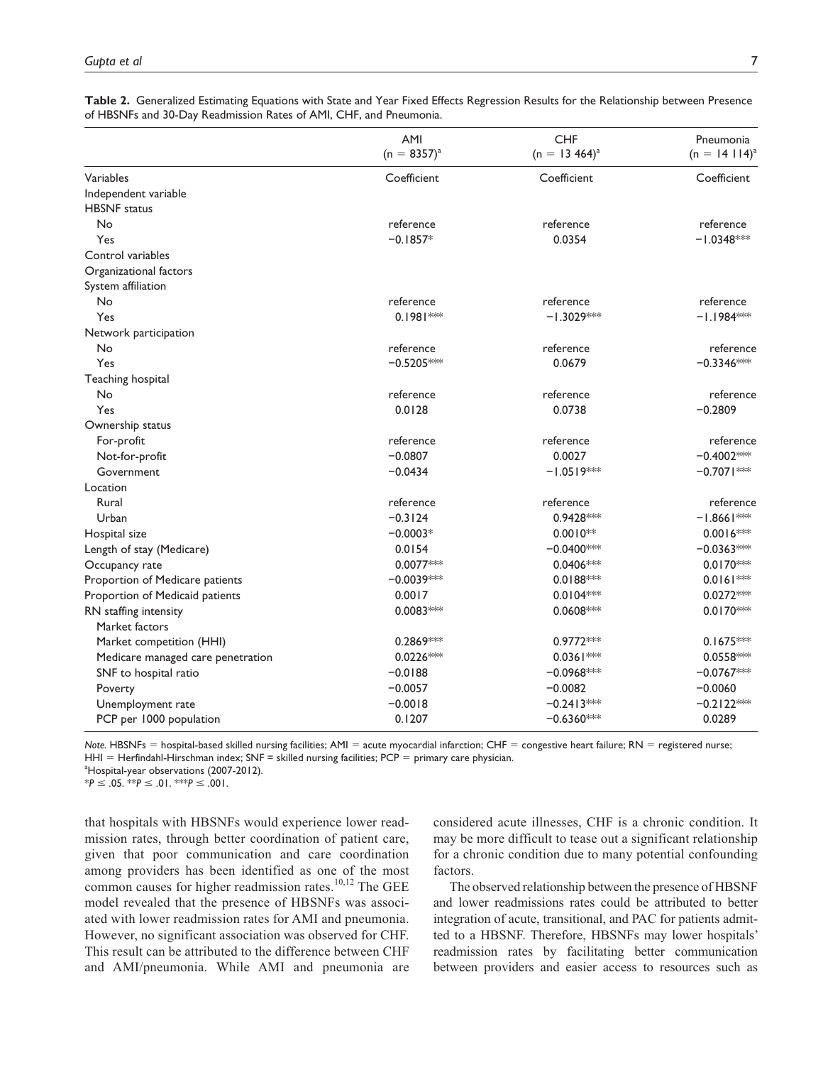**Table 2.** Generalized Estimating Equations with State and Year Fixed Effects Regression Results for the Relationship between Presence of HBSNFs and 30-Day Readmission Rates of AMI, CHF, and Pneumonia.

| | AMI ($n = 8357$)[a] | CHF ($n = 13\,464$)[a] | Pneumonia ($n = 14\,114$)[a] |
|---|---|---|---|
| Variables | Coefficient | Coefficient | Coefficient |
| Independent variable | | | |
| HBSNF status | | | |
| No | reference | reference | reference |
| Yes | −0.1857* | 0.0354 | −1.0348*** |
| Control variables | | | |
| Organizational factors | | | |
| System affiliation | | | |
| No | reference | reference | reference |
| Yes | 0.1981*** | −1.3029*** | −1.1984*** |
| Network participation | | | |
| No | reference | reference | reference |
| Yes | −0.5205*** | 0.0679 | −0.3346*** |
| Teaching hospital | | | |
| No | reference | reference | reference |
| Yes | 0.0128 | 0.0738 | −0.2809 |
| Ownership status | | | |
| For-profit | reference | reference | reference |
| Not-for-profit | −0.0807 | 0.0027 | −0.4002*** |
| Government | −0.0434 | −1.0519*** | −0.7071*** |
| Location | | | |
| Rural | reference | reference | reference |
| Urban | −0.3124 | 0.9428*** | −1.8661*** |
| Hospital size | −0.0003* | 0.0010** | 0.0016*** |
| Length of stay (Medicare) | 0.0154 | −0.0400*** | −0.0363*** |
| Occupancy rate | 0.0077*** | 0.0406*** | 0.0170*** |
| Proportion of Medicare patients | −0.0039*** | 0.0188*** | 0.0161*** |
| Proportion of Medicaid patients | 0.0017 | 0.0104*** | 0.0272*** |
| RN staffing intensity | 0.0083*** | 0.0608*** | 0.0170*** |
| Market factors | | | |
| Market competition (HHI) | 0.2869*** | 0.9772*** | 0.1675*** |
| Medicare managed care penetration | 0.0226*** | 0.0361*** | 0.0558*** |
| SNF to hospital ratio | −0.0188 | −0.0968*** | −0.0767*** |
| Poverty | −0.0057 | −0.0082 | −0.0060 |
| Unemployment rate | −0.0018 | −0.2413*** | −0.2122*** |
| PCP per 1000 population | 0.1207 | −0.6360*** | 0.0289 |

*Note.* HBSNFs = hospital-based skilled nursing facilities; AMI = acute myocardial infarction; CHF = congestive heart failure; RN = registered nurse; HHI = Herfindahl-Hirschman index; SNF = skilled nursing facilities; PCP = primary care physician.

[a]Hospital-year observations (2007-2012).

*$P \leq .05$. **$P \leq .01$. ***$P \leq .001$.

that hospitals with HBSNFs would experience lower readmission rates, through better coordination of patient care, given that poor communication and care coordination among providers has been identified as one of the most common causes for higher readmission rates.[10,12] The GEE model revealed that the presence of HBSNFs was associated with lower readmission rates for AMI and pneumonia. However, no significant association was observed for CHF. This result can be attributed to the difference between CHF and AMI/pneumonia. While AMI and pneumonia are considered acute illnesses, CHF is a chronic condition. It may be more difficult to tease out a significant relationship for a chronic condition due to many potential confounding factors.

The observed relationship between the presence of HBSNF and lower readmissions rates could be attributed to better integration of acute, transitional, and PAC for patients admitted to a HBSNF. Therefore, HBSNFs may lower hospitals' readmission rates by facilitating better communication between providers and easier access to resources such as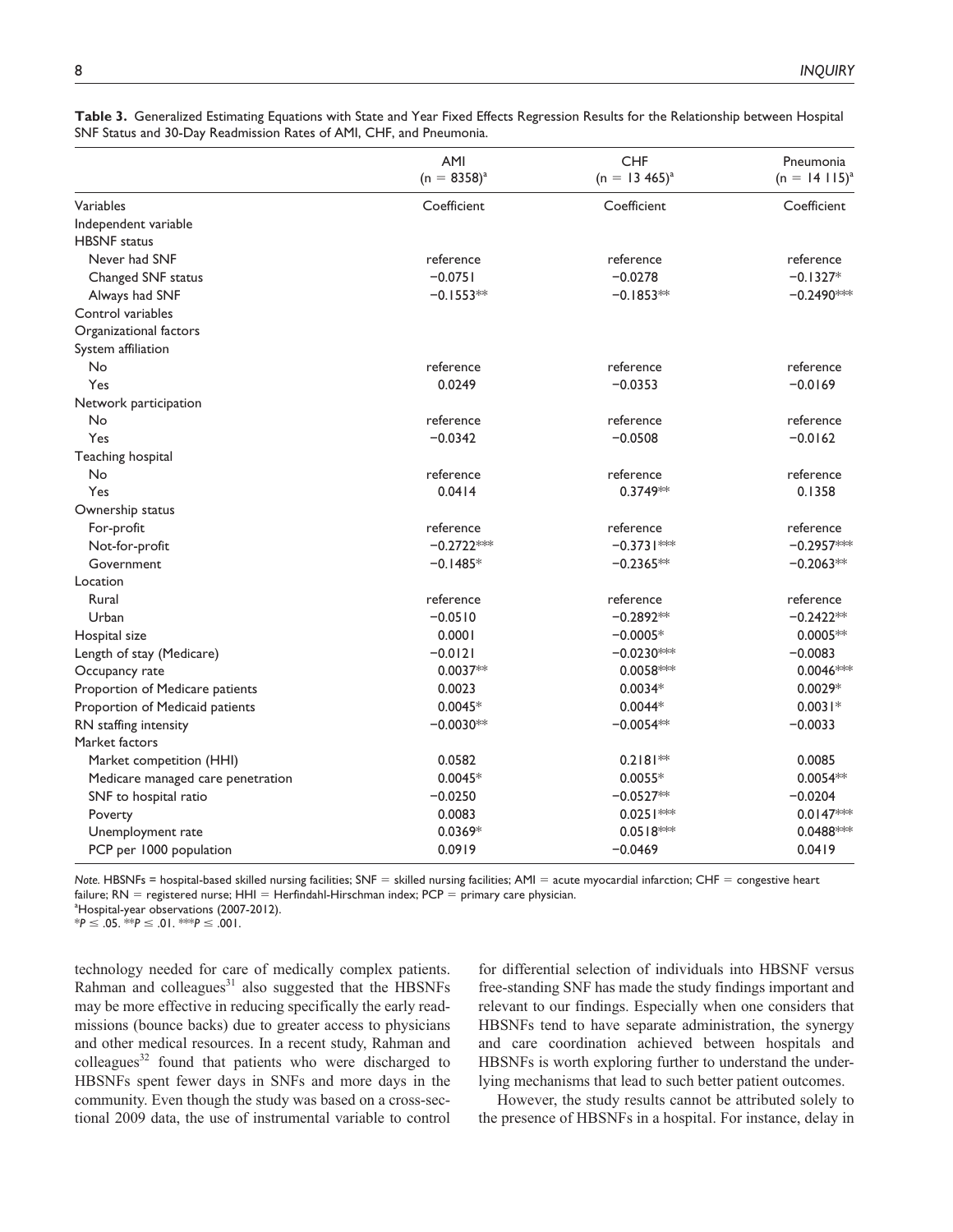**Table 3.** Generalized Estimating Equations with State and Year Fixed Effects Regression Results for the Relationship between Hospital SNF Status and 30-Day Readmission Rates of AMI, CHF, and Pneumonia.

| | AMI (n = 8358)[a] | CHF (n = 13 465)[a] | Pneumonia (n = 14 115)[a] |
|---|---|---|---|
| Variables | Coefficient | Coefficient | Coefficient |
| Independent variable | | | |
| HBSNF status | | | |
| Never had SNF | reference | reference | reference |
| Changed SNF status | −0.0751 | −0.0278 | −0.1327* |
| Always had SNF | −0.1553** | −0.1853** | −0.2490*** |
| Control variables | | | |
| Organizational factors | | | |
| System affiliation | | | |
| No | reference | reference | reference |
| Yes | 0.0249 | −0.0353 | −0.0169 |
| Network participation | | | |
| No | reference | reference | reference |
| Yes | −0.0342 | −0.0508 | −0.0162 |
| Teaching hospital | | | |
| No | reference | reference | reference |
| Yes | 0.0414 | 0.3749** | 0.1358 |
| Ownership status | | | |
| For-profit | reference | reference | reference |
| Not-for-profit | −0.2722*** | −0.3731*** | −0.2957*** |
| Government | −0.1485* | −0.2365** | −0.2063** |
| Location | | | |
| Rural | reference | reference | reference |
| Urban | −0.0510 | −0.2892** | −0.2422** |
| Hospital size | 0.0001 | −0.0005* | 0.0005** |
| Length of stay (Medicare) | −0.0121 | −0.0230*** | −0.0083 |
| Occupancy rate | 0.0037** | 0.0058*** | 0.0046*** |
| Proportion of Medicare patients | 0.0023 | 0.0034* | 0.0029* |
| Proportion of Medicaid patients | 0.0045* | 0.0044* | 0.0031* |
| RN staffing intensity | −0.0030** | −0.0054** | −0.0033 |
| Market factors | | | |
| Market competition (HHI) | 0.0582 | 0.2181** | 0.0085 |
| Medicare managed care penetration | 0.0045* | 0.0055* | 0.0054** |
| SNF to hospital ratio | −0.0250 | −0.0527** | −0.0204 |
| Poverty | 0.0083 | 0.0251*** | 0.0147*** |
| Unemployment rate | 0.0369* | 0.0518*** | 0.0488*** |
| PCP per 1000 population | 0.0919 | −0.0469 | 0.0419 |

*Note.* HBSNFs = hospital-based skilled nursing facilities; SNF = skilled nursing facilities; AMI = acute myocardial infarction; CHF = congestive heart failure; RN = registered nurse; HHI = Herfindahl-Hirschman index; PCP = primary care physician.
[a]Hospital-year observations (2007-2012).
*$P \leq .05$. **$P \leq .01$. ***$P \leq .001$.

technology needed for care of medically complex patients. Rahman and colleagues[31] also suggested that the HBSNFs may be more effective in reducing specifically the early readmissions (bounce backs) due to greater access to physicians and other medical resources. In a recent study, Rahman and colleagues[32] found that patients who were discharged to HBSNFs spent fewer days in SNFs and more days in the community. Even though the study was based on a cross-sectional 2009 data, the use of instrumental variable to control for differential selection of individuals into HBSNF versus free-standing SNF has made the study findings important and relevant to our findings. Especially when one considers that HBSNFs tend to have separate administration, the synergy and care coordination achieved between hospitals and HBSNFs is worth exploring further to understand the underlying mechanisms that lead to such better patient outcomes.

However, the study results cannot be attributed solely to the presence of HBSNFs in a hospital. For instance, delay in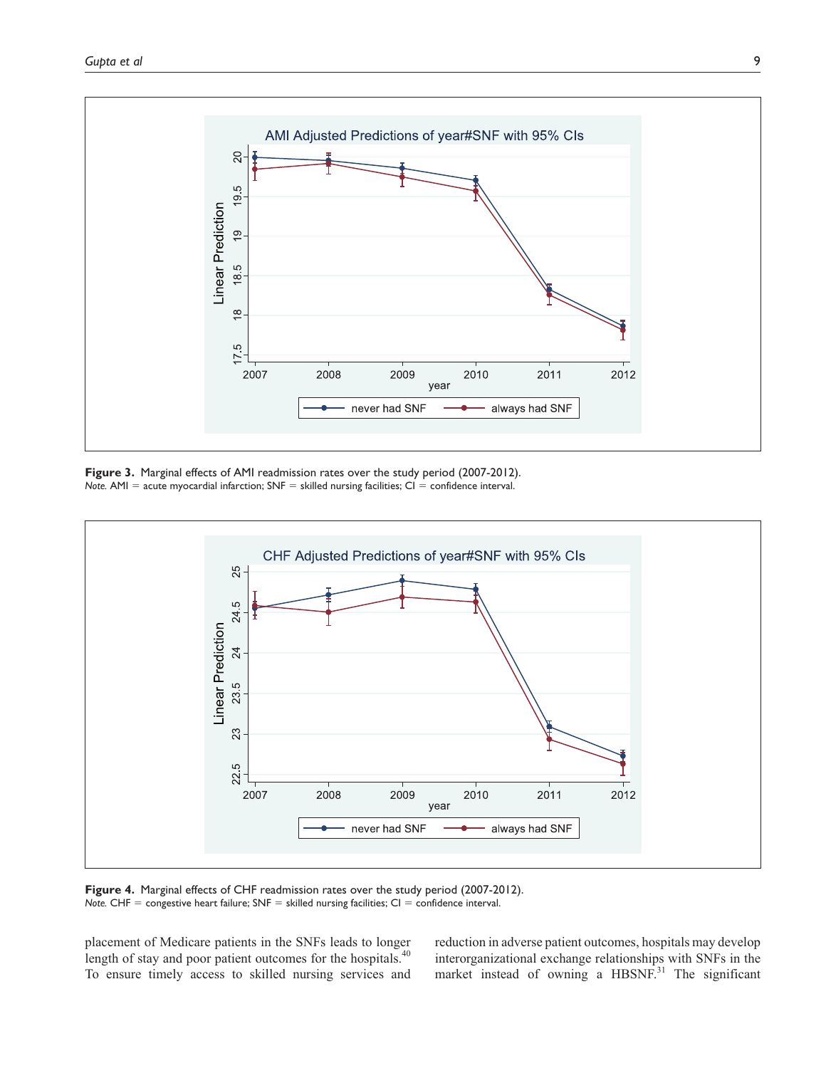**Figure 3.** Marginal effects of AMI readmission rates over the study period (2007-2012).
*Note.* AMI = acute myocardial infarction; SNF = skilled nursing facilities; CI = confidence interval.

**Figure 4.** Marginal effects of CHF readmission rates over the study period (2007-2012).
*Note.* CHF = congestive heart failure; SNF = skilled nursing facilities; CI = confidence interval.

placement of Medicare patients in the SNFs leads to longer length of stay and poor patient outcomes for the hospitals.[40] To ensure timely access to skilled nursing services and reduction in adverse patient outcomes, hospitals may develop interorganizational exchange relationships with SNFs in the market instead of owning a HBSNF.[31] The significant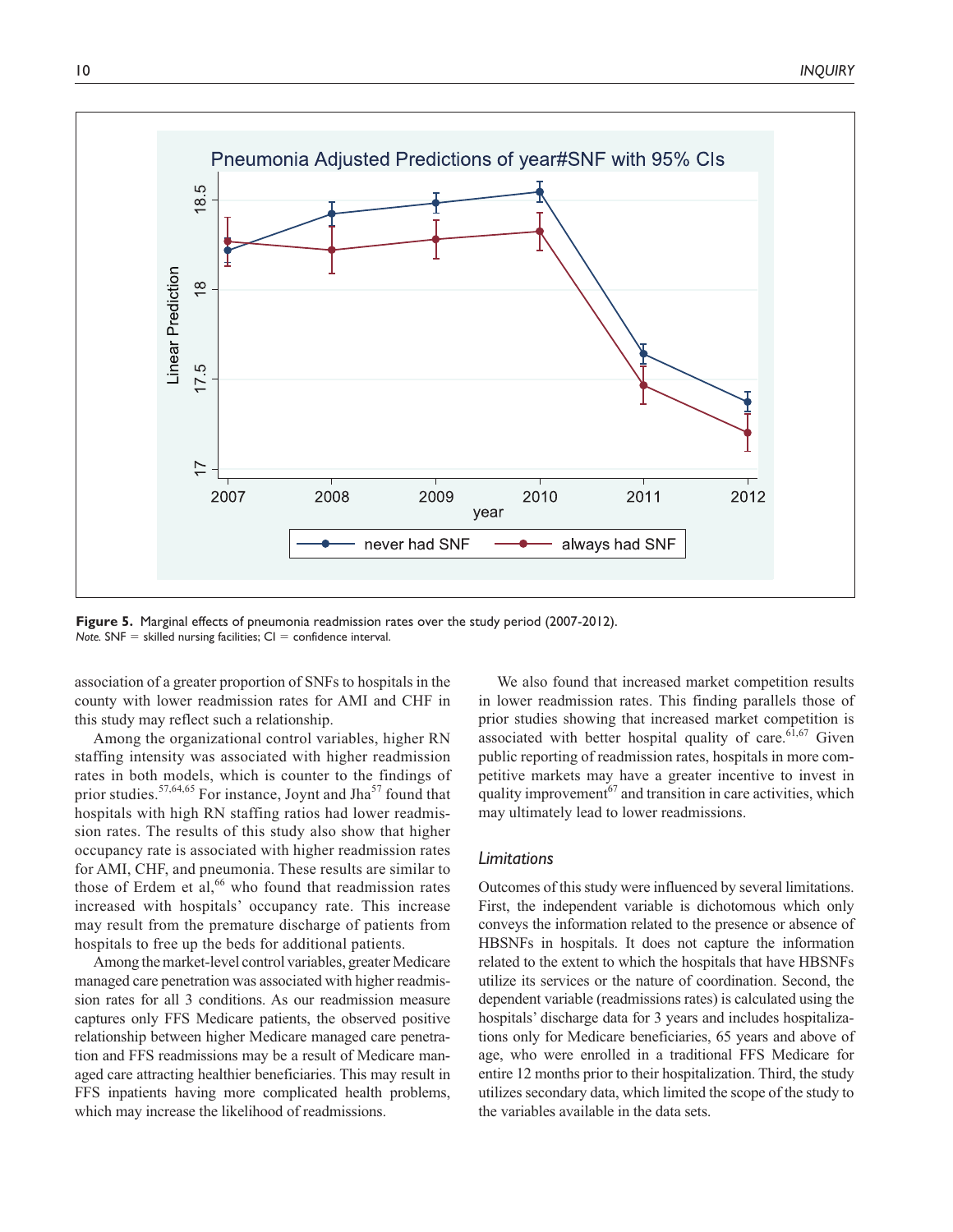**Figure 5.** Marginal effects of pneumonia readmission rates over the study period (2007-2012).
*Note.* SNF = skilled nursing facilities; CI = confidence interval.

association of a greater proportion of SNFs to hospitals in the county with lower readmission rates for AMI and CHF in this study may reflect such a relationship.

Among the organizational control variables, higher RN staffing intensity was associated with higher readmission rates in both models, which is counter to the findings of prior studies.[57,64,65] For instance, Joynt and Jha[57] found that hospitals with high RN staffing ratios had lower readmission rates. The results of this study also show that higher occupancy rate is associated with higher readmission rates for AMI, CHF, and pneumonia. These results are similar to those of Erdem et al,[66] who found that readmission rates increased with hospitals' occupancy rate. This increase may result from the premature discharge of patients from hospitals to free up the beds for additional patients.

Among the market-level control variables, greater Medicare managed care penetration was associated with higher readmission rates for all 3 conditions. As our readmission measure captures only FFS Medicare patients, the observed positive relationship between higher Medicare managed care penetration and FFS readmissions may be a result of Medicare managed care attracting healthier beneficiaries. This may result in FFS inpatients having more complicated health problems, which may increase the likelihood of readmissions.

We also found that increased market competition results in lower readmission rates. This finding parallels those of prior studies showing that increased market competition is associated with better hospital quality of care.[61,67] Given public reporting of readmission rates, hospitals in more competitive markets may have a greater incentive to invest in quality improvement[67] and transition in care activities, which may ultimately lead to lower readmissions.

### *Limitations*

Outcomes of this study were influenced by several limitations. First, the independent variable is dichotomous which only conveys the information related to the presence or absence of HBSNFs in hospitals. It does not capture the information related to the extent to which the hospitals that have HBSNFs utilize its services or the nature of coordination. Second, the dependent variable (readmissions rates) is calculated using the hospitals' discharge data for 3 years and includes hospitalizations only for Medicare beneficiaries, 65 years and above of age, who were enrolled in a traditional FFS Medicare for entire 12 months prior to their hospitalization. Third, the study utilizes secondary data, which limited the scope of the study to the variables available in the data sets.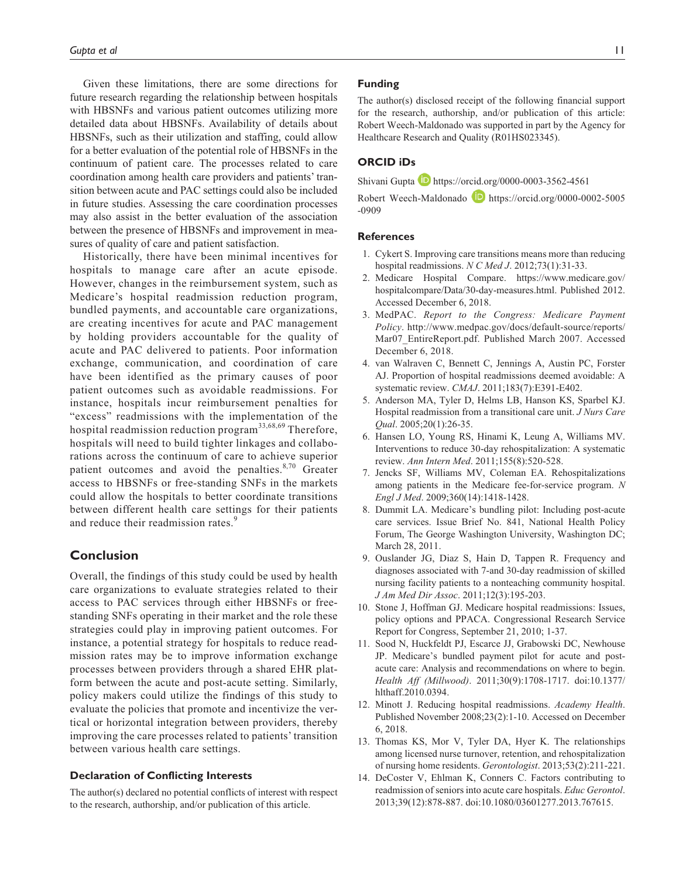Given these limitations, there are some directions for future research regarding the relationship between hospitals with HBSNFs and various patient outcomes utilizing more detailed data about HBSNFs. Availability of details about HBSNFs, such as their utilization and staffing, could allow for a better evaluation of the potential role of HBSNFs in the continuum of patient care. The processes related to care coordination among health care providers and patients' transition between acute and PAC settings could also be included in future studies. Assessing the care coordination processes may also assist in the better evaluation of the association between the presence of HBSNFs and improvement in measures of quality of care and patient satisfaction.

Historically, there have been minimal incentives for hospitals to manage care after an acute episode. However, changes in the reimbursement system, such as Medicare's hospital readmission reduction program, bundled payments, and accountable care organizations, are creating incentives for acute and PAC management by holding providers accountable for the quality of acute and PAC delivered to patients. Poor information exchange, communication, and coordination of care have been identified as the primary causes of poor patient outcomes such as avoidable readmissions. For instance, hospitals incur reimbursement penalties for "excess" readmissions with the implementation of the hospital readmission reduction program[33,68,69] Therefore, hospitals will need to build tighter linkages and collaborations across the continuum of care to achieve superior patient outcomes and avoid the penalties.[8,70] Greater access to HBSNFs or free-standing SNFs in the markets could allow the hospitals to better coordinate transitions between different health care settings for their patients and reduce their readmission rates.[9]

## Conclusion

Overall, the findings of this study could be used by health care organizations to evaluate strategies related to their access to PAC services through either HBSNFs or free-standing SNFs operating in their market and the role these strategies could play in improving patient outcomes. For instance, a potential strategy for hospitals to reduce readmission rates may be to improve information exchange processes between providers through a shared EHR platform between the acute and post-acute setting. Similarly, policy makers could utilize the findings of this study to evaluate the policies that promote and incentivize the vertical or horizontal integration between providers, thereby improving the care processes related to patients' transition between various health care settings.

### Declaration of Conflicting Interests

The author(s) declared no potential conflicts of interest with respect to the research, authorship, and/or publication of this article.

### Funding

The author(s) disclosed receipt of the following financial support for the research, authorship, and/or publication of this article: Robert Weech-Maldonado was supported in part by the Agency for Healthcare Research and Quality (R01HS023345).

### ORCID iDs

Shivani Gupta https://orcid.org/0000-0003-3562-4561

Robert Weech-Maldonado https://orcid.org/0000-0002-5005-0909

### References

1. Cykert S. Improving care transitions means more than reducing hospital readmissions. *N C Med J*. 2012;73(1):31-33.
2. Medicare Hospital Compare. https://www.medicare.gov/hospitalcompare/Data/30-day-measures.html. Published 2012. Accessed December 6, 2018.
3. MedPAC. *Report to the Congress: Medicare Payment Policy*. http://www.medpac.gov/docs/default-source/reports/Mar07_EntireReport.pdf. Published March 2007. Accessed December 6, 2018.
4. van Walraven C, Bennett C, Jennings A, Austin PC, Forster AJ. Proportion of hospital readmissions deemed avoidable: A systematic review. *CMAJ*. 2011;183(7):E391-E402.
5. Anderson MA, Tyler D, Helms LB, Hanson KS, Sparbel KJ. Hospital readmission from a transitional care unit. *J Nurs Care Qual*. 2005;20(1):26-35.
6. Hansen LO, Young RS, Hinami K, Leung A, Williams MV. Interventions to reduce 30-day rehospitalization: A systematic review. *Ann Intern Med*. 2011;155(8):520-528.
7. Jencks SF, Williams MV, Coleman EA. Rehospitalizations among patients in the Medicare fee-for-service program. *N Engl J Med*. 2009;360(14):1418-1428.
8. Dummit LA. Medicare's bundling pilot: Including post-acute care services. Issue Brief No. 841, National Health Policy Forum, The George Washington University, Washington DC; March 28, 2011.
9. Ouslander JG, Diaz S, Hain D, Tappen R. Frequency and diagnoses associated with 7-and 30-day readmission of skilled nursing facility patients to a nonteaching community hospital. *J Am Med Dir Assoc*. 2011;12(3):195-203.
10. Stone J, Hoffman GJ. Medicare hospital readmissions: Issues, policy options and PPACA. Congressional Research Service Report for Congress, September 21, 2010; 1-37.
11. Sood N, Huckfeldt PJ, Escarce JJ, Grabowski DC, Newhouse JP. Medicare's bundled payment pilot for acute and post-acute care: Analysis and recommendations on where to begin. *Health Aff (Millwood)*. 2011;30(9):1708-1717. doi:10.1377/hlthaff.2010.0394.
12. Minott J. Reducing hospital readmissions. *Academy Health*. Published November 2008;23(2):1-10. Accessed on December 6, 2018.
13. Thomas KS, Mor V, Tyler DA, Hyer K. The relationships among licensed nurse turnover, retention, and rehospitalization of nursing home residents. *Gerontologist*. 2013;53(2):211-221.
14. DeCoster V, Ehlman K, Conners C. Factors contributing to readmission of seniors into acute care hospitals. *Educ Gerontol*. 2013;39(12):878-887. doi:10.1080/03601277.2013.767615.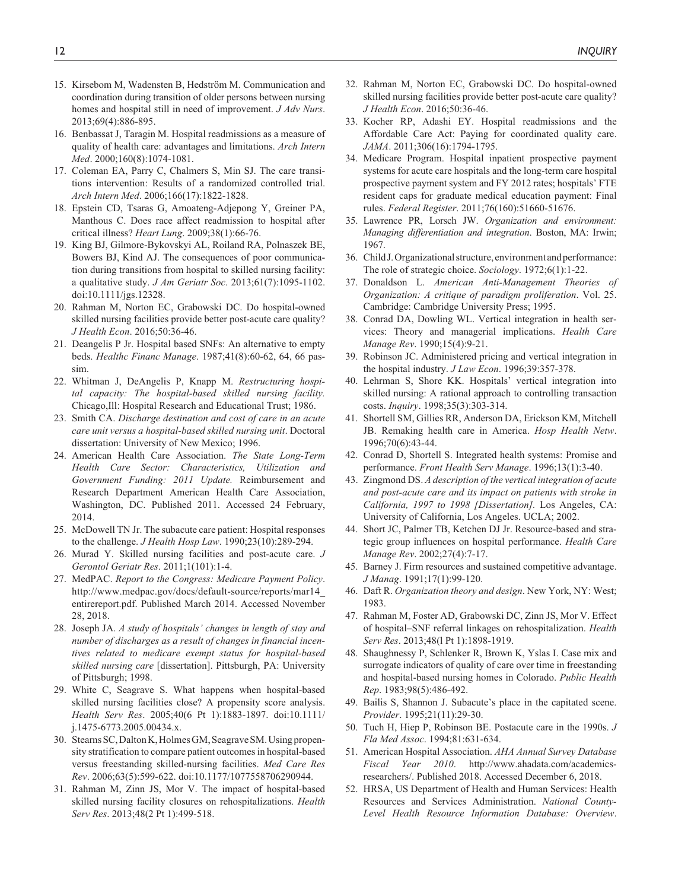15. Kirsebom M, Wadensten B, Hedström M. Communication and coordination during transition of older persons between nursing homes and hospital still in need of improvement. *J Adv Nurs*. 2013;69(4):886-895.
16. Benbassat J, Taragin M. Hospital readmissions as a measure of quality of health care: advantages and limitations. *Arch Intern Med*. 2000;160(8):1074-1081.
17. Coleman EA, Parry C, Chalmers S, Min SJ. The care transitions intervention: Results of a randomized controlled trial. *Arch Intern Med*. 2006;166(17):1822-1828.
18. Epstein CD, Tsaras G, Amoateng-Adjepong Y, Greiner PA, Manthous C. Does race affect readmission to hospital after critical illness? *Heart Lung*. 2009;38(1):66-76.
19. King BJ, Gilmore-Bykovskyi AL, Roiland RA, Polnaszek BE, Bowers BJ, Kind AJ. The consequences of poor communication during transitions from hospital to skilled nursing facility: a qualitative study. *J Am Geriatr Soc*. 2013;61(7):1095-1102. doi:10.1111/jgs.12328.
20. Rahman M, Norton EC, Grabowski DC. Do hospital-owned skilled nursing facilities provide better post-acute care quality? *J Health Econ*. 2016;50:36-46.
21. Deangelis P Jr. Hospital based SNFs: An alternative to empty beds. *Healthc Financ Manage*. 1987;41(8):60-62, 64, 66 passim.
22. Whitman J, DeAngelis P, Knapp M. *Restructuring hospital capacity: The hospital-based skilled nursing facility.* Chicago,Ill: Hospital Research and Educational Trust; 1986.
23. Smith CA. *Discharge destination and cost of care in an acute care unit versus a hospital-based skilled nursing unit*. Doctoral dissertation: University of New Mexico; 1996.
24. American Health Care Association. *The State Long-Term Health Care Sector: Characteristics, Utilization and Government Funding: 2011 Update.* Reimbursement and Research Department American Health Care Association, Washington, DC. Published 2011. Accessed 24 February, 2014.
25. McDowell TN Jr. The subacute care patient: Hospital responses to the challenge. *J Health Hosp Law*. 1990;23(10):289-294.
26. Murad Y. Skilled nursing facilities and post-acute care. *J Gerontol Geriatr Res*. 2011;1(101):1-4.
27. MedPAC. *Report to the Congress: Medicare Payment Policy*. http://www.medpac.gov/docs/default-source/reports/mar14_entirereport.pdf. Published March 2014. Accessed November 28, 2018.
28. Joseph JA. *A study of hospitals' changes in length of stay and number of discharges as a result of changes in financial incentives related to medicare exempt status for hospital-based skilled nursing care* [dissertation]. Pittsburgh, PA: University of Pittsburgh; 1998.
29. White C, Seagrave S. What happens when hospital-based skilled nursing facilities close? A propensity score analysis. *Health Serv Res*. 2005;40(6 Pt 1):1883-1897. doi:10.1111/j.1475-6773.2005.00434.x.
30. Stearns SC, Dalton K, Holmes GM, Seagrave SM. Using propensity stratification to compare patient outcomes in hospital-based versus freestanding skilled-nursing facilities. *Med Care Res Rev*. 2006;63(5):599-622. doi:10.1177/1077558706290944.
31. Rahman M, Zinn JS, Mor V. The impact of hospital-based skilled nursing facility closures on rehospitalizations. *Health Serv Res*. 2013;48(2 Pt 1):499-518.
32. Rahman M, Norton EC, Grabowski DC. Do hospital-owned skilled nursing facilities provide better post-acute care quality? *J Health Econ*. 2016;50:36-46.
33. Kocher RP, Adashi EY. Hospital readmissions and the Affordable Care Act: Paying for coordinated quality care. *JAMA*. 2011;306(16):1794-1795.
34. Medicare Program. Hospital inpatient prospective payment systems for acute care hospitals and the long-term care hospital prospective payment system and FY 2012 rates; hospitals' FTE resident caps for graduate medical education payment: Final rules. *Federal Register*. 2011;76(160):51660-51676.
35. Lawrence PR, Lorsch JW. *Organization and environment: Managing differentiation and integration*. Boston, MA: Irwin; 1967.
36. Child J. Organizational structure, environment and performance: The role of strategic choice. *Sociology*. 1972;6(1):1-22.
37. Donaldson L. *American Anti-Management Theories of Organization: A critique of paradigm proliferation*. Vol. 25. Cambridge: Cambridge University Press; 1995.
38. Conrad DA, Dowling WL. Vertical integration in health services: Theory and managerial implications. *Health Care Manage Rev*. 1990;15(4):9-21.
39. Robinson JC. Administered pricing and vertical integration in the hospital industry. *J Law Econ*. 1996;39:357-378.
40. Lehrman S, Shore KK. Hospitals' vertical integration into skilled nursing: A rational approach to controlling transaction costs. *Inquiry*. 1998;35(3):303-314.
41. Shortell SM, Gillies RR, Anderson DA, Erickson KM, Mitchell JB. Remaking health care in America. *Hosp Health Netw*. 1996;70(6):43-44.
42. Conrad D, Shortell S. Integrated health systems: Promise and performance. *Front Health Serv Manage*. 1996;13(1):3-40.
43. Zingmond DS. *A description of the vertical integration of acute and post-acute care and its impact on patients with stroke in California, 1997 to 1998 [Dissertation]*. Los Angeles, CA: University of California, Los Angeles. UCLA; 2002.
44. Short JC, Palmer TB, Ketchen DJ Jr. Resource-based and strategic group influences on hospital performance. *Health Care Manage Rev*. 2002;27(4):7-17.
45. Barney J. Firm resources and sustained competitive advantage. *J Manag*. 1991;17(1):99-120.
46. Daft R. *Organization theory and design*. New York, NY: West; 1983.
47. Rahman M, Foster AD, Grabowski DC, Zinn JS, Mor V. Effect of hospital–SNF referral linkages on rehospitalization. *Health Serv Res*. 2013;48(l Pt 1):1898-1919.
48. Shaughnessy P, Schlenker R, Brown K, Yslas I. Case mix and surrogate indicators of quality of care over time in freestanding and hospital-based nursing homes in Colorado. *Public Health Rep*. 1983;98(5):486-492.
49. Bailis S, Shannon J. Subacute's place in the capitated scene. *Provider*. 1995;21(11):29-30.
50. Tuch H, Hiep P, Robinson BE. Postacute care in the 1990s. *J Fla Med Assoc*. 1994;81:631-634.
51. American Hospital Association. *AHA Annual Survey Database Fiscal Year 2010*. http://www.ahadata.com/academics-researchers/. Published 2018. Accessed December 6, 2018.
52. HRSA, US Department of Health and Human Services: Health Resources and Services Administration. *National County-Level Health Resource Information Database: Overview*.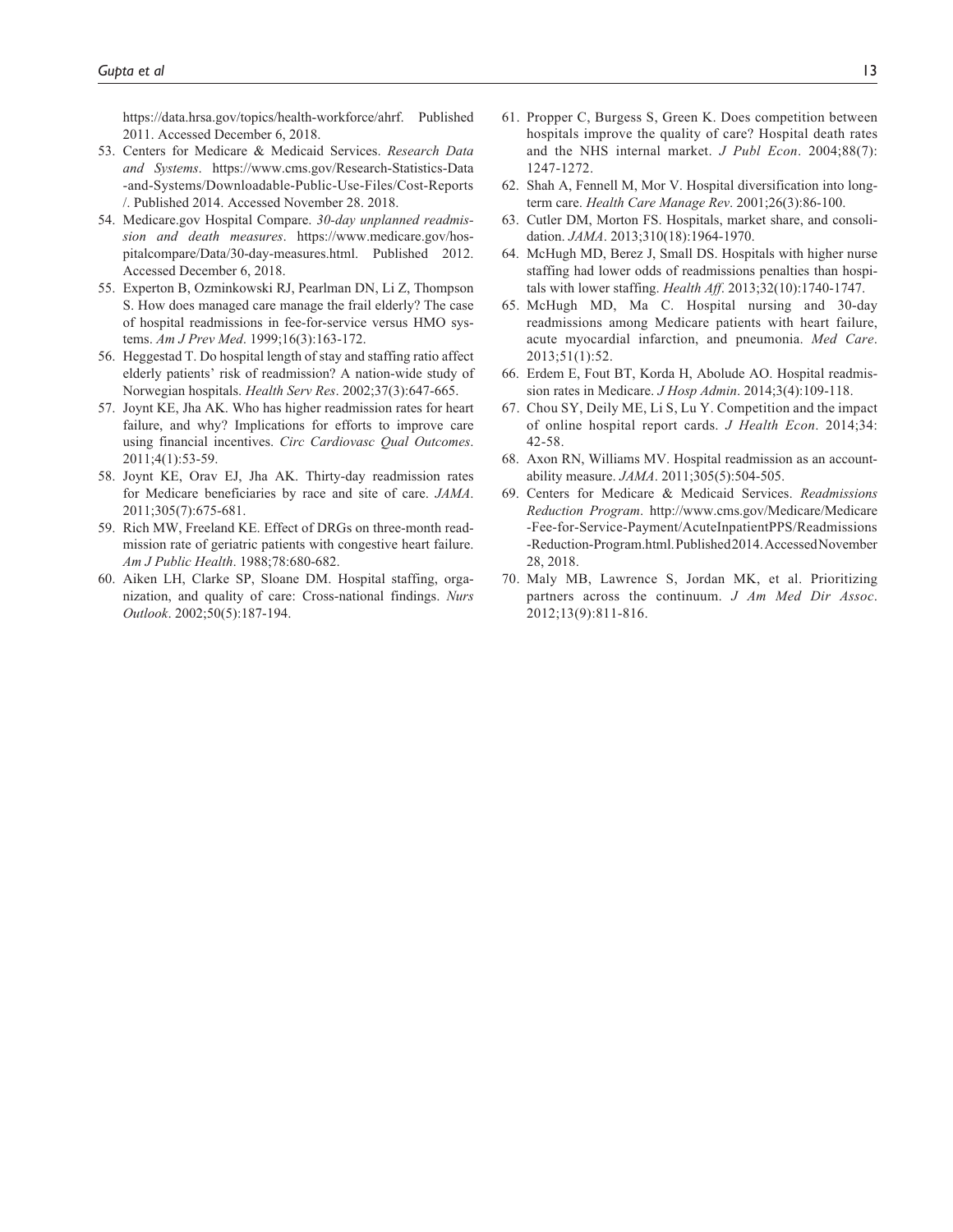https://data.hrsa.gov/topics/health-workforce/ahrf. Published 2011. Accessed December 6, 2018.

53. Centers for Medicare & Medicaid Services. *Research Data and Systems*. https://www.cms.gov/Research-Statistics-Data-and-Systems/Downloadable-Public-Use-Files/Cost-Reports/. Published 2014. Accessed November 28. 2018.
54. Medicare.gov Hospital Compare. *30-day unplanned readmission and death measures*. https://www.medicare.gov/hospitalcompare/Data/30-day-measures.html. Published 2012. Accessed December 6, 2018.
55. Experton B, Ozminkowski RJ, Pearlman DN, Li Z, Thompson S. How does managed care manage the frail elderly? The case of hospital readmissions in fee-for-service versus HMO systems. *Am J Prev Med*. 1999;16(3):163-172.
56. Heggestad T. Do hospital length of stay and staffing ratio affect elderly patients' risk of readmission? A nation-wide study of Norwegian hospitals. *Health Serv Res*. 2002;37(3):647-665.
57. Joynt KE, Jha AK. Who has higher readmission rates for heart failure, and why? Implications for efforts to improve care using financial incentives. *Circ Cardiovasc Qual Outcomes*. 2011;4(1):53-59.
58. Joynt KE, Orav EJ, Jha AK. Thirty-day readmission rates for Medicare beneficiaries by race and site of care. *JAMA*. 2011;305(7):675-681.
59. Rich MW, Freeland KE. Effect of DRGs on three-month readmission rate of geriatric patients with congestive heart failure. *Am J Public Health*. 1988;78:680-682.
60. Aiken LH, Clarke SP, Sloane DM. Hospital staffing, organization, and quality of care: Cross-national findings. *Nurs Outlook*. 2002;50(5):187-194.
61. Propper C, Burgess S, Green K. Does competition between hospitals improve the quality of care? Hospital death rates and the NHS internal market. *J Publ Econ*. 2004;88(7):1247-1272.
62. Shah A, Fennell M, Mor V. Hospital diversification into long-term care. *Health Care Manage Rev*. 2001;26(3):86-100.
63. Cutler DM, Morton FS. Hospitals, market share, and consolidation. *JAMA*. 2013;310(18):1964-1970.
64. McHugh MD, Berez J, Small DS. Hospitals with higher nurse staffing had lower odds of readmissions penalties than hospitals with lower staffing. *Health Aff*. 2013;32(10):1740-1747.
65. McHugh MD, Ma C. Hospital nursing and 30-day readmissions among Medicare patients with heart failure, acute myocardial infarction, and pneumonia. *Med Care*. 2013;51(1):52.
66. Erdem E, Fout BT, Korda H, Abolude AO. Hospital readmission rates in Medicare. *J Hosp Admin*. 2014;3(4):109-118.
67. Chou SY, Deily ME, Li S, Lu Y. Competition and the impact of online hospital report cards. *J Health Econ*. 2014;34:42-58.
68. Axon RN, Williams MV. Hospital readmission as an accountability measure. *JAMA*. 2011;305(5):504-505.
69. Centers for Medicare & Medicaid Services. *Readmissions Reduction Program*. http://www.cms.gov/Medicare/Medicare-Fee-for-Service-Payment/AcuteInpatientPPS/Readmissions-Reduction-Program.html. Published 2014. Accessed November 28, 2018.
70. Maly MB, Lawrence S, Jordan MK, et al. Prioritizing partners across the continuum. *J Am Med Dir Assoc*. 2012;13(9):811-816.